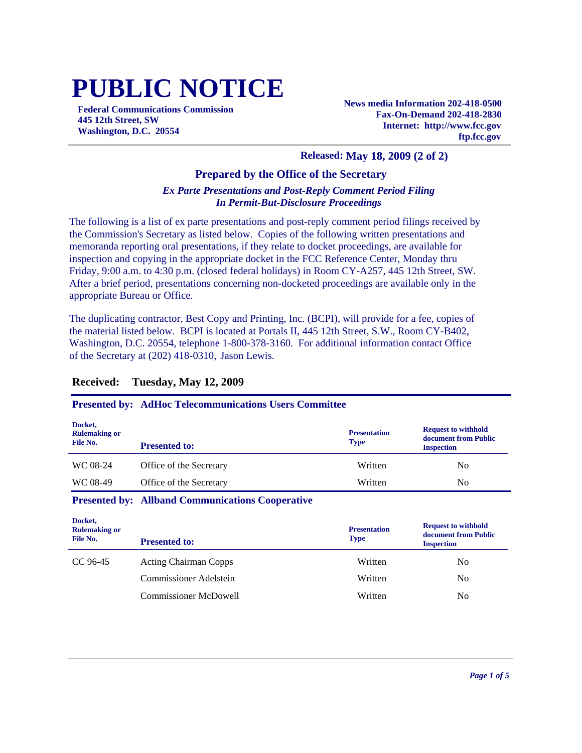# PUBLIC NOTICE

**Federal Communications Commission**
**445 12th Street, SW**
**Washington, D.C. 20554**

**News media Information 202-418-0500**
**Fax-On-Demand 202-418-2830**
**Internet: http://www.fcc.gov**
**ftp.fcc.gov**

**Released: May 18, 2009 (2 of 2)**

## Prepared by the Office of the Secretary

***Ex Parte Presentations and Post-Reply Comment Period Filing In Permit-But-Disclosure Proceedings***

The following is a list of ex parte presentations and post-reply comment period filings received by the Commission's Secretary as listed below. Copies of the following written presentations and memoranda reporting oral presentations, if they relate to docket proceedings, are available for inspection and copying in the appropriate docket in the FCC Reference Center, Monday thru Friday, 9:00 a.m. to 4:30 p.m. (closed federal holidays) in Room CY-A257, 445 12th Street, SW. After a brief period, presentations concerning non-docketed proceedings are available only in the appropriate Bureau or Office.

The duplicating contractor, Best Copy and Printing, Inc. (BCPI), will provide for a fee, copies of the material listed below. BCPI is located at Portals II, 445 12th Street, S.W., Room CY-B402, Washington, D.C. 20554, telephone 1-800-378-3160. For additional information contact Office of the Secretary at (202) 418-0310, Jason Lewis.

## Received: Tuesday, May 12, 2009

### Presented by: AdHoc Telecommunications Users Committee

| Docket, Rulemaking or File No. | Presented to: | Presentation Type | Request to withhold document from Public Inspection |
|---|---|---|---|
| WC 08-24 | Office of the Secretary | Written | No |
| WC 08-49 | Office of the Secretary | Written | No |

### Presented by: Allband Communications Cooperative

| Docket, Rulemaking or File No. | Presented to: | Presentation Type | Request to withhold document from Public Inspection |
|---|---|---|---|
| CC 96-45 | Acting Chairman Copps | Written | No |
| | Commissioner Adelstein | Written | No |
| | Commissioner McDowell | Written | No |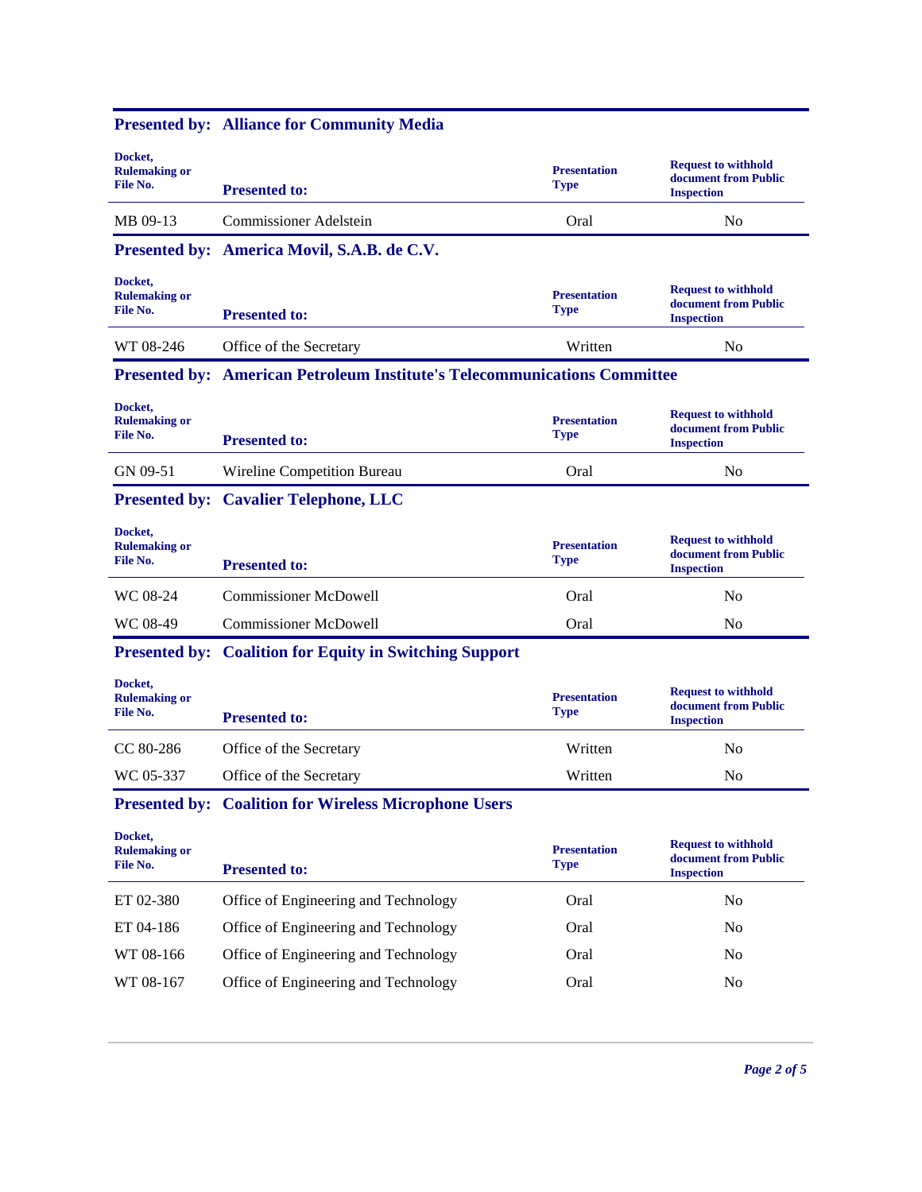**Presented by: Alliance for Community Media**

| Docket, Rulemaking or File No. | Presented to: | Presentation Type | Request to withhold document from Public Inspection |
|---|---|---|---|
| MB 09-13 | Commissioner Adelstein | Oral | No |

**Presented by: America Movil, S.A.B. de C.V.**

| Docket, Rulemaking or File No. | Presented to: | Presentation Type | Request to withhold document from Public Inspection |
|---|---|---|---|
| WT 08-246 | Office of the Secretary | Written | No |

**Presented by: American Petroleum Institute's Telecommunications Committee**

| Docket, Rulemaking or File No. | Presented to: | Presentation Type | Request to withhold document from Public Inspection |
|---|---|---|---|
| GN 09-51 | Wireline Competition Bureau | Oral | No |

**Presented by: Cavalier Telephone, LLC**

| Docket, Rulemaking or File No. | Presented to: | Presentation Type | Request to withhold document from Public Inspection |
|---|---|---|---|
| WC 08-24 | Commissioner McDowell | Oral | No |
| WC 08-49 | Commissioner McDowell | Oral | No |

**Presented by: Coalition for Equity in Switching Support**

| Docket, Rulemaking or File No. | Presented to: | Presentation Type | Request to withhold document from Public Inspection |
|---|---|---|---|
| CC 80-286 | Office of the Secretary | Written | No |
| WC 05-337 | Office of the Secretary | Written | No |

**Presented by: Coalition for Wireless Microphone Users**

| Docket, Rulemaking or File No. | Presented to: | Presentation Type | Request to withhold document from Public Inspection |
|---|---|---|---|
| ET 02-380 | Office of Engineering and Technology | Oral | No |
| ET 04-186 | Office of Engineering and Technology | Oral | No |
| WT 08-166 | Office of Engineering and Technology | Oral | No |
| WT 08-167 | Office of Engineering and Technology | Oral | No |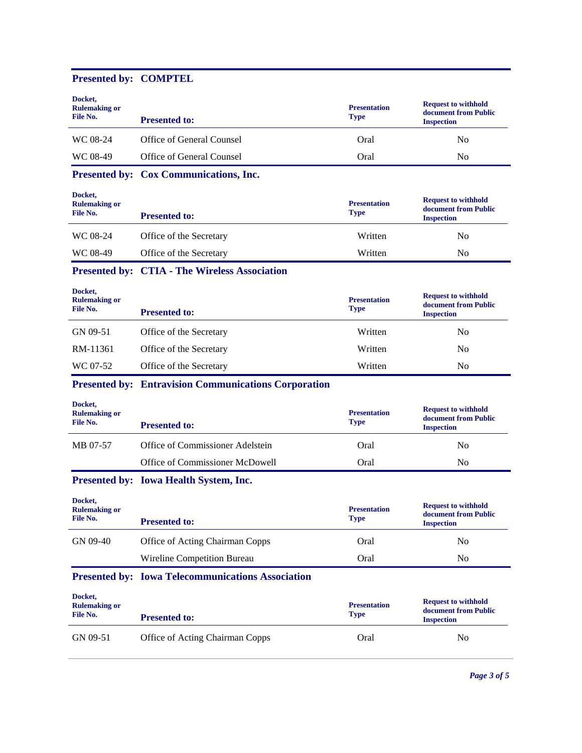## Presented by: COMPTEL

| Docket, Rulemaking or File No. | Presented to: | Presentation Type | Request to withhold document from Public Inspection |
|---|---|---|---|
| WC 08-24 | Office of General Counsel | Oral | No |
| WC 08-49 | Office of General Counsel | Oral | No |

## Presented by: Cox Communications, Inc.

| Docket, Rulemaking or File No. | Presented to: | Presentation Type | Request to withhold document from Public Inspection |
|---|---|---|---|
| WC 08-24 | Office of the Secretary | Written | No |
| WC 08-49 | Office of the Secretary | Written | No |

## Presented by: CTIA - The Wireless Association

| Docket, Rulemaking or File No. | Presented to: | Presentation Type | Request to withhold document from Public Inspection |
|---|---|---|---|
| GN 09-51 | Office of the Secretary | Written | No |
| RM-11361 | Office of the Secretary | Written | No |
| WC 07-52 | Office of the Secretary | Written | No |

## Presented by: Entravision Communications Corporation

| Docket, Rulemaking or File No. | Presented to: | Presentation Type | Request to withhold document from Public Inspection |
|---|---|---|---|
| MB 07-57 | Office of Commissioner Adelstein | Oral | No |
| | Office of Commissioner McDowell | Oral | No |

## Presented by: Iowa Health System, Inc.

| Docket, Rulemaking or File No. | Presented to: | Presentation Type | Request to withhold document from Public Inspection |
|---|---|---|---|
| GN 09-40 | Office of Acting Chairman Copps | Oral | No |
| | Wireline Competition Bureau | Oral | No |

## Presented by: Iowa Telecommunications Association

| Docket, Rulemaking or File No. | Presented to: | Presentation Type | Request to withhold document from Public Inspection |
|---|---|---|---|
| GN 09-51 | Office of Acting Chairman Copps | Oral | No |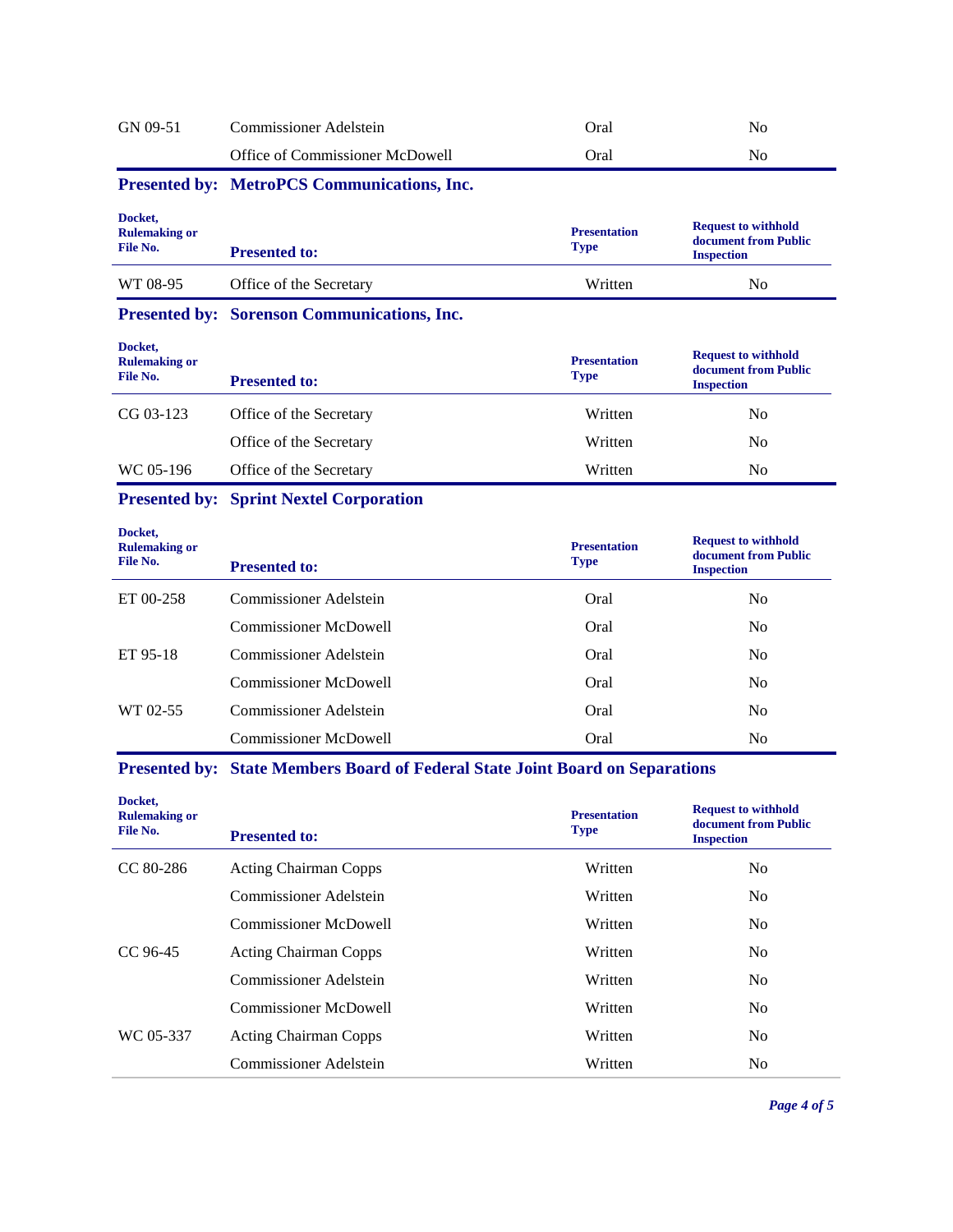| | | | |
|---|---|---|---|
| GN 09-51 | Commissioner Adelstein | Oral | No |
| | Office of Commissioner McDowell | Oral | No |

**Presented by: MetroPCS Communications, Inc.**

| Docket, Rulemaking or File No. | Presented to: | Presentation Type | Request to withhold document from Public Inspection |
|---|---|---|---|
| WT 08-95 | Office of the Secretary | Written | No |

**Presented by: Sorenson Communications, Inc.**

| Docket, Rulemaking or File No. | Presented to: | Presentation Type | Request to withhold document from Public Inspection |
|---|---|---|---|
| CG 03-123 | Office of the Secretary | Written | No |
| | Office of the Secretary | Written | No |
| WC 05-196 | Office of the Secretary | Written | No |

**Presented by: Sprint Nextel Corporation**

| Docket, Rulemaking or File No. | Presented to: | Presentation Type | Request to withhold document from Public Inspection |
|---|---|---|---|
| ET 00-258 | Commissioner Adelstein | Oral | No |
| | Commissioner McDowell | Oral | No |
| ET 95-18 | Commissioner Adelstein | Oral | No |
| | Commissioner McDowell | Oral | No |
| WT 02-55 | Commissioner Adelstein | Oral | No |
| | Commissioner McDowell | Oral | No |

**Presented by: State Members Board of Federal State Joint Board on Separations**

| Docket, Rulemaking or File No. | Presented to: | Presentation Type | Request to withhold document from Public Inspection |
|---|---|---|---|
| CC 80-286 | Acting Chairman Copps | Written | No |
| | Commissioner Adelstein | Written | No |
| | Commissioner McDowell | Written | No |
| CC 96-45 | Acting Chairman Copps | Written | No |
| | Commissioner Adelstein | Written | No |
| | Commissioner McDowell | Written | No |
| WC 05-337 | Acting Chairman Copps | Written | No |
| | Commissioner Adelstein | Written | No |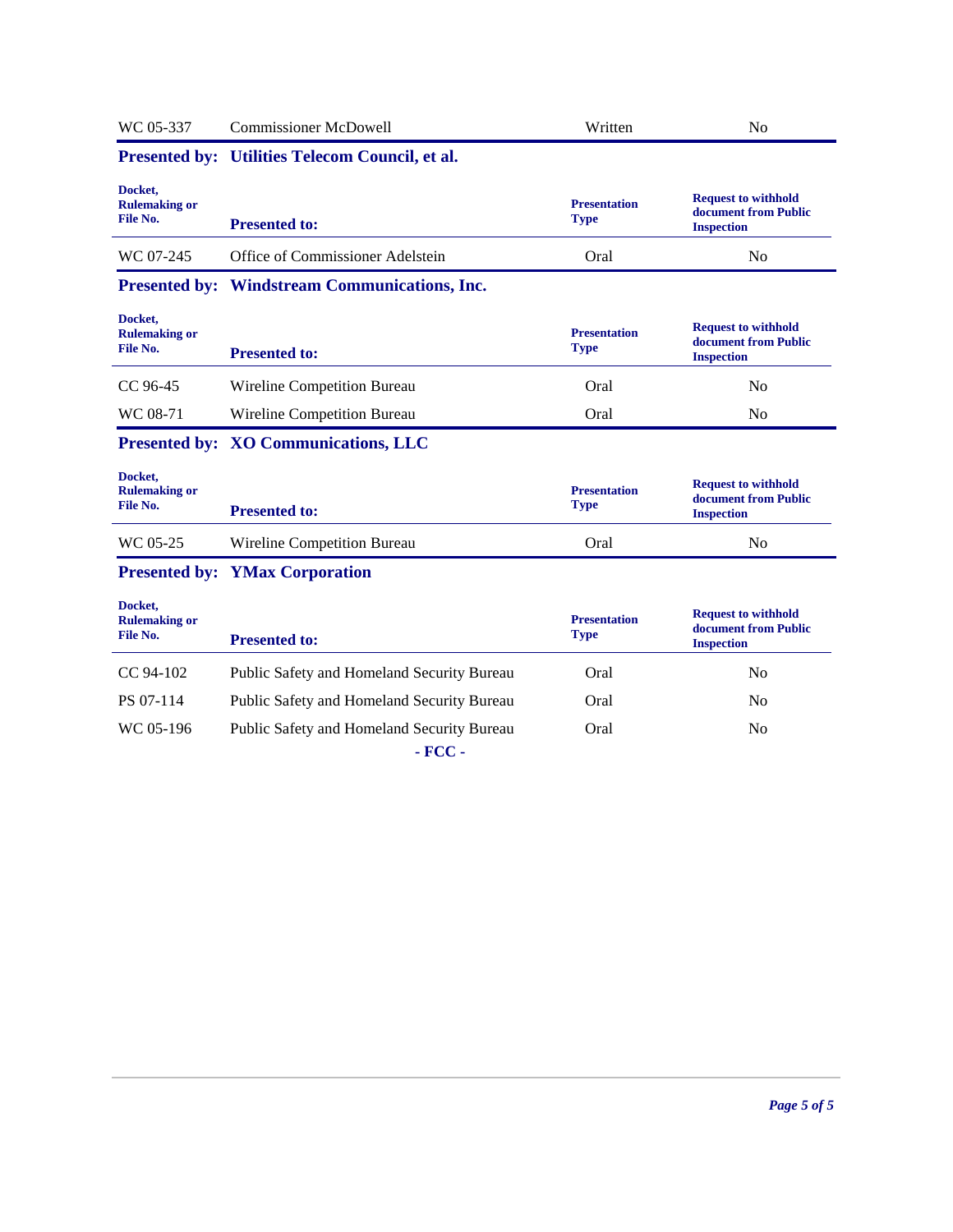| | | | |
|---|---|---|---|
| WC 05-337 | Commissioner McDowell | Written | No |

**Presented by: Utilities Telecom Council, et al.**

| Docket, Rulemaking or File No. | Presented to: | Presentation Type | Request to withhold document from Public Inspection |
|---|---|---|---|
| WC 07-245 | Office of Commissioner Adelstein | Oral | No |

**Presented by: Windstream Communications, Inc.**

| Docket, Rulemaking or File No. | Presented to: | Presentation Type | Request to withhold document from Public Inspection |
|---|---|---|---|
| CC 96-45 | Wireline Competition Bureau | Oral | No |
| WC 08-71 | Wireline Competition Bureau | Oral | No |

**Presented by: XO Communications, LLC**

| Docket, Rulemaking or File No. | Presented to: | Presentation Type | Request to withhold document from Public Inspection |
|---|---|---|---|
| WC 05-25 | Wireline Competition Bureau | Oral | No |

**Presented by: YMax Corporation**

| Docket, Rulemaking or File No. | Presented to: | Presentation Type | Request to withhold document from Public Inspection |
|---|---|---|---|
| CC 94-102 | Public Safety and Homeland Security Bureau | Oral | No |
| PS 07-114 | Public Safety and Homeland Security Bureau | Oral | No |
| WC 05-196 | Public Safety and Homeland Security Bureau | Oral | No |

**- FCC -**